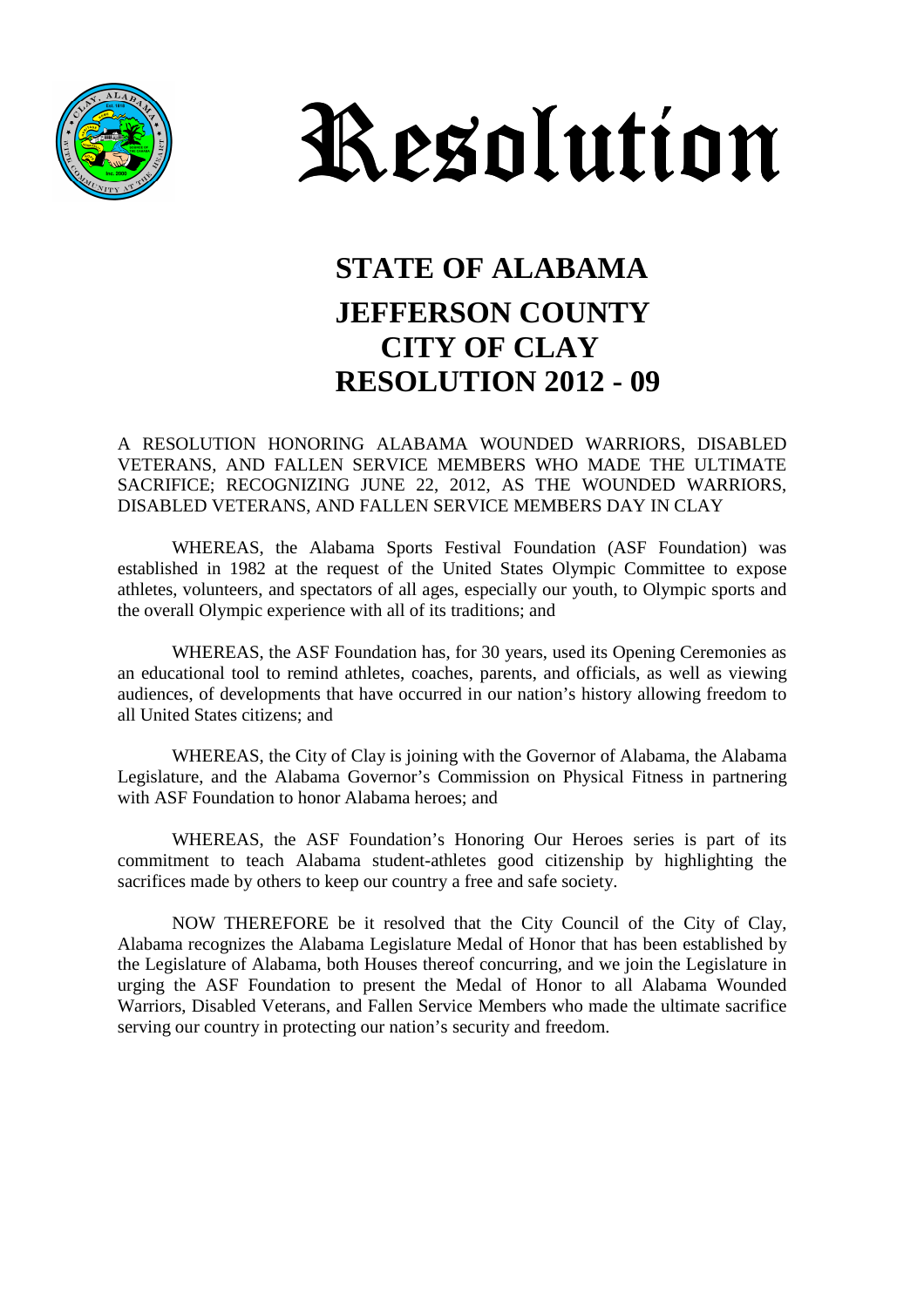# Resolution

## STATE OF ALABAMA
## JEFFERSON COUNTY
## CITY OF CLAY
## RESOLUTION 2012 - 09

A RESOLUTION HONORING ALABAMA WOUNDED WARRIORS, DISABLED VETERANS, AND FALLEN SERVICE MEMBERS WHO MADE THE ULTIMATE SACRIFICE; RECOGNIZING JUNE 22, 2012, AS THE WOUNDED WARRIORS, DISABLED VETERANS, AND FALLEN SERVICE MEMBERS DAY IN CLAY

WHEREAS, the Alabama Sports Festival Foundation (ASF Foundation) was established in 1982 at the request of the United States Olympic Committee to expose athletes, volunteers, and spectators of all ages, especially our youth, to Olympic sports and the overall Olympic experience with all of its traditions; and

WHEREAS, the ASF Foundation has, for 30 years, used its Opening Ceremonies as an educational tool to remind athletes, coaches, parents, and officials, as well as viewing audiences, of developments that have occurred in our nation's history allowing freedom to all United States citizens; and

WHEREAS, the City of Clay is joining with the Governor of Alabama, the Alabama Legislature, and the Alabama Governor's Commission on Physical Fitness in partnering with ASF Foundation to honor Alabama heroes; and

WHEREAS, the ASF Foundation's Honoring Our Heroes series is part of its commitment to teach Alabama student-athletes good citizenship by highlighting the sacrifices made by others to keep our country a free and safe society.

NOW THEREFORE be it resolved that the City Council of the City of Clay, Alabama recognizes the Alabama Legislature Medal of Honor that has been established by the Legislature of Alabama, both Houses thereof concurring, and we join the Legislature in urging the ASF Foundation to present the Medal of Honor to all Alabama Wounded Warriors, Disabled Veterans, and Fallen Service Members who made the ultimate sacrifice serving our country in protecting our nation's security and freedom.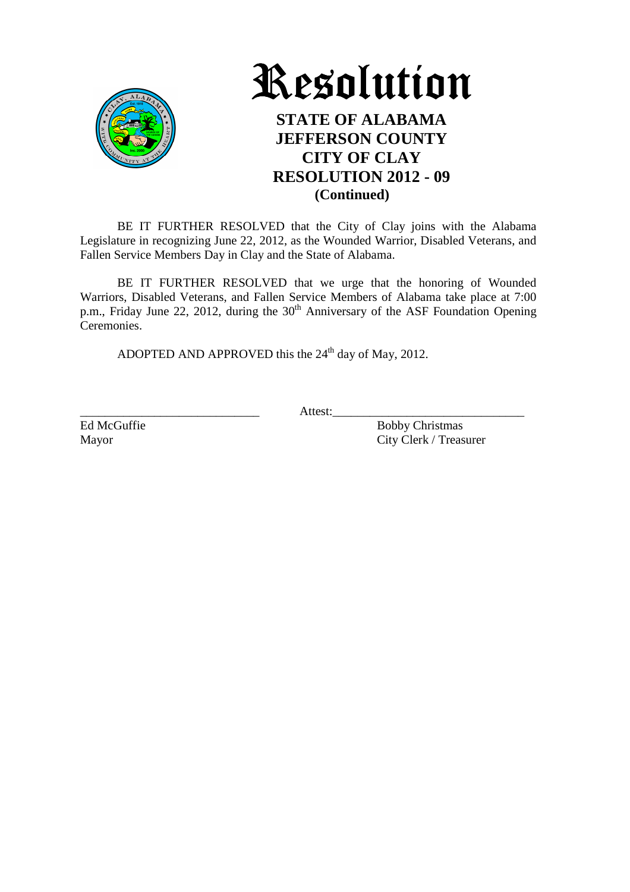# Resolution

## STATE OF ALABAMA
## JEFFERSON COUNTY
## CITY OF CLAY
## RESOLUTION 2012 - 09
## (Continued)

BE IT FURTHER RESOLVED that the City of Clay joins with the Alabama Legislature in recognizing June 22, 2012, as the Wounded Warrior, Disabled Veterans, and Fallen Service Members Day in Clay and the State of Alabama.

BE IT FURTHER RESOLVED that we urge that the honoring of Wounded Warriors, Disabled Veterans, and Fallen Service Members of Alabama take place at 7:00 p.m., Friday June 22, 2012, during the 30th Anniversary of the ASF Foundation Opening Ceremonies.

ADOPTED AND APPROVED this the 24th day of May, 2012.

_____________________________ Attest:_______________________________

Ed McGuffie
Mayor

Bobby Christmas
City Clerk / Treasurer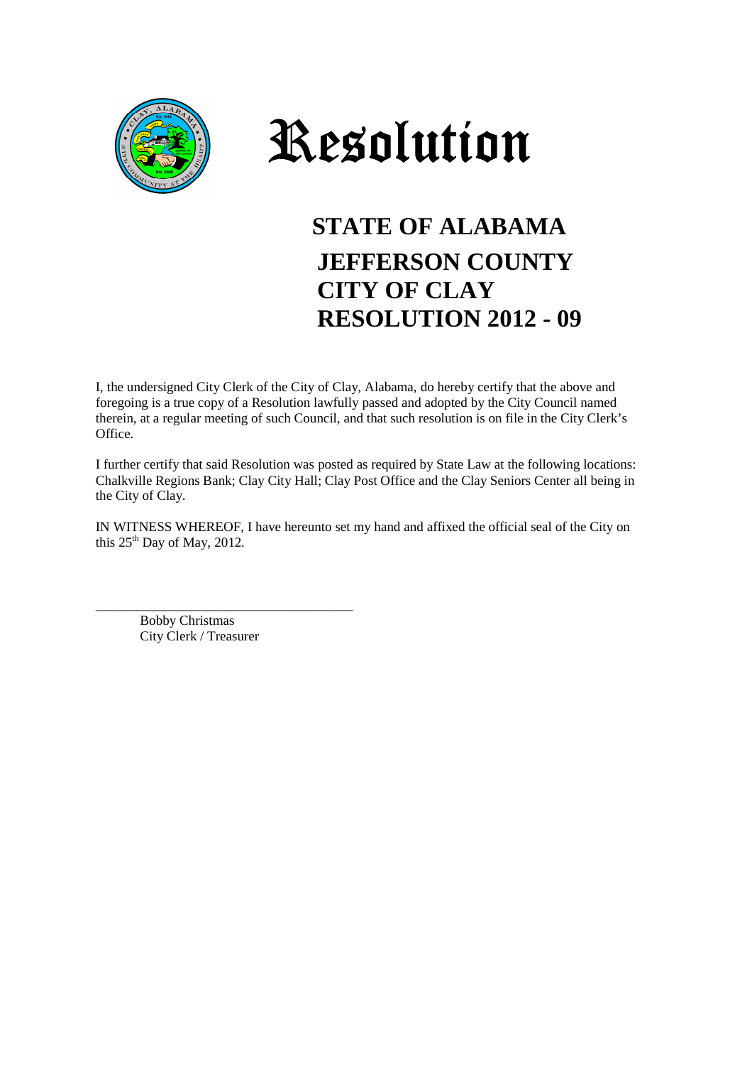# Resolution

## STATE OF ALABAMA
## JEFFERSON COUNTY
## CITY OF CLAY
## RESOLUTION 2012 - 09

I, the undersigned City Clerk of the City of Clay, Alabama, do hereby certify that the above and foregoing is a true copy of a Resolution lawfully passed and adopted by the City Council named therein, at a regular meeting of such Council, and that such resolution is on file in the City Clerk's Office.

I further certify that said Resolution was posted as required by State Law at the following locations: Chalkville Regions Bank; Clay City Hall; Clay Post Office and the Clay Seniors Center all being in the City of Clay.

IN WITNESS WHEREOF, I have hereunto set my hand and affixed the official seal of the City on this 25th Day of May, 2012.

\_\_\_\_\_\_\_\_\_\_\_\_\_\_\_\_\_\_\_\_\_\_\_\_\_\_\_\_\_\_\_\_\_\_\_\_\_\_

Bobby Christmas
City Clerk / Treasurer